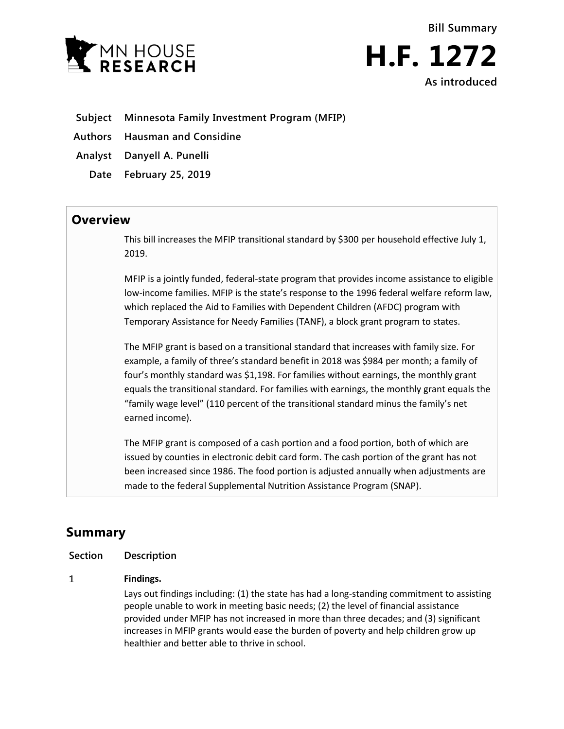Bill Summary

# H.F. 1272

As introduced

**Subject** Minnesota Family Investment Program (MFIP)

**Authors** Hausman and Considine

**Analyst** Danyell A. Punelli

**Date** February 25, 2019

## Overview

This bill increases the MFIP transitional standard by $300 per household effective July 1, 2019.

MFIP is a jointly funded, federal-state program that provides income assistance to eligible low-income families. MFIP is the state's response to the 1996 federal welfare reform law, which replaced the Aid to Families with Dependent Children (AFDC) program with Temporary Assistance for Needy Families (TANF), a block grant program to states.

The MFIP grant is based on a transitional standard that increases with family size. For example, a family of three's standard benefit in 2018 was $984 per month; a family of four's monthly standard was $1,198. For families without earnings, the monthly grant equals the transitional standard. For families with earnings, the monthly grant equals the "family wage level" (110 percent of the transitional standard minus the family's net earned income).

The MFIP grant is composed of a cash portion and a food portion, both of which are issued by counties in electronic debit card form. The cash portion of the grant has not been increased since 1986. The food portion is adjusted annually when adjustments are made to the federal Supplemental Nutrition Assistance Program (SNAP).

## Summary

| Section | Description |
|---|---|
| 1 | **Findings.**<br>Lays out findings including: (1) the state has had a long-standing commitment to assisting people unable to work in meeting basic needs; (2) the level of financial assistance provided under MFIP has not increased in more than three decades; and (3) significant increases in MFIP grants would ease the burden of poverty and help children grow up healthier and better able to thrive in school. |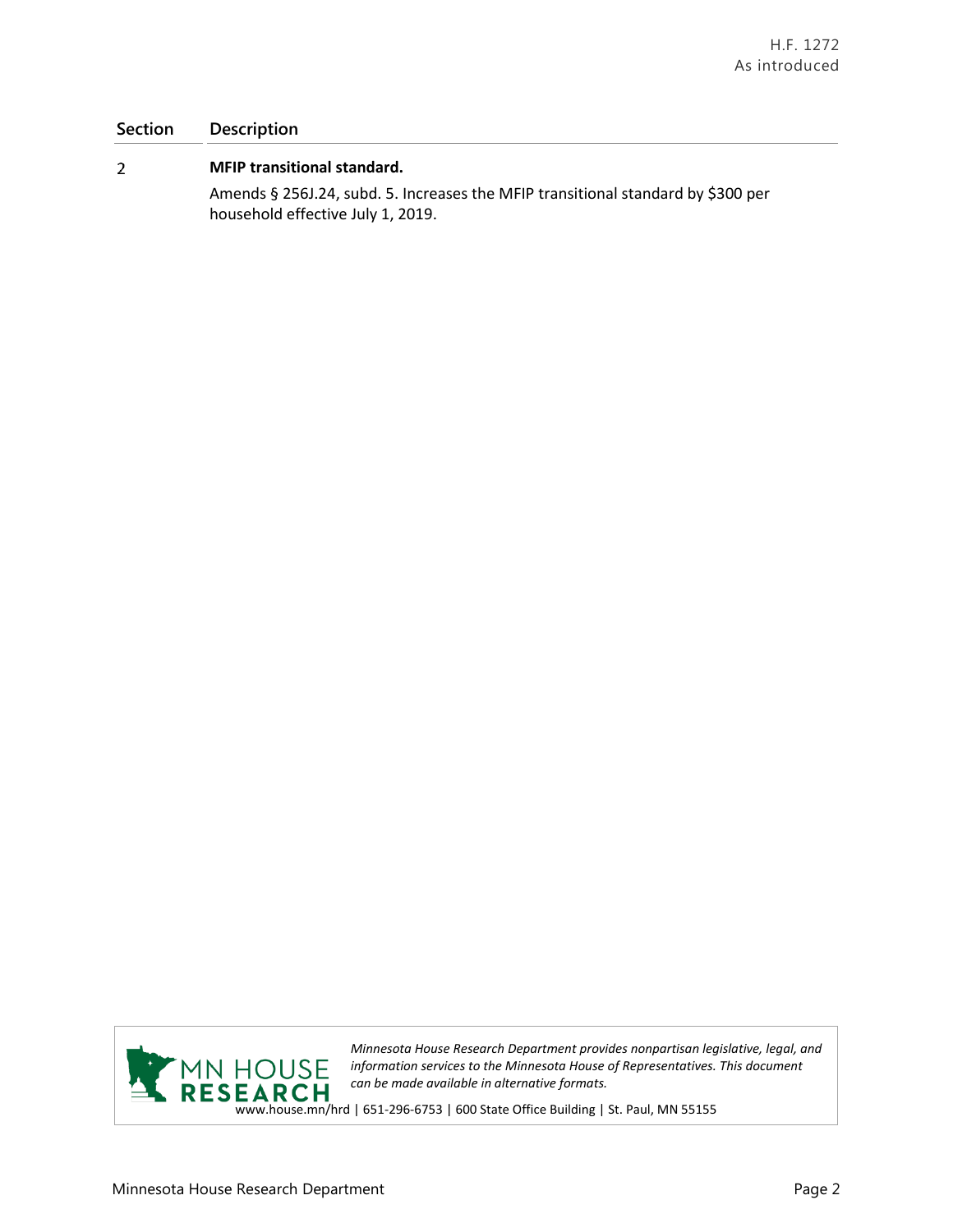| Section | Description |
| --- | --- |
| 2 | **MFIP transitional standard.**<br>Amends § 256J.24, subd. 5. Increases the MFIP transitional standard by $300 per household effective July 1, 2019. |

*Minnesota House Research Department provides nonpartisan legislative, legal, and information services to the Minnesota House of Representatives. This document can be made available in alternative formats.*

www.house.mn/hrd | 651-296-6753 | 600 State Office Building | St. Paul, MN 55155